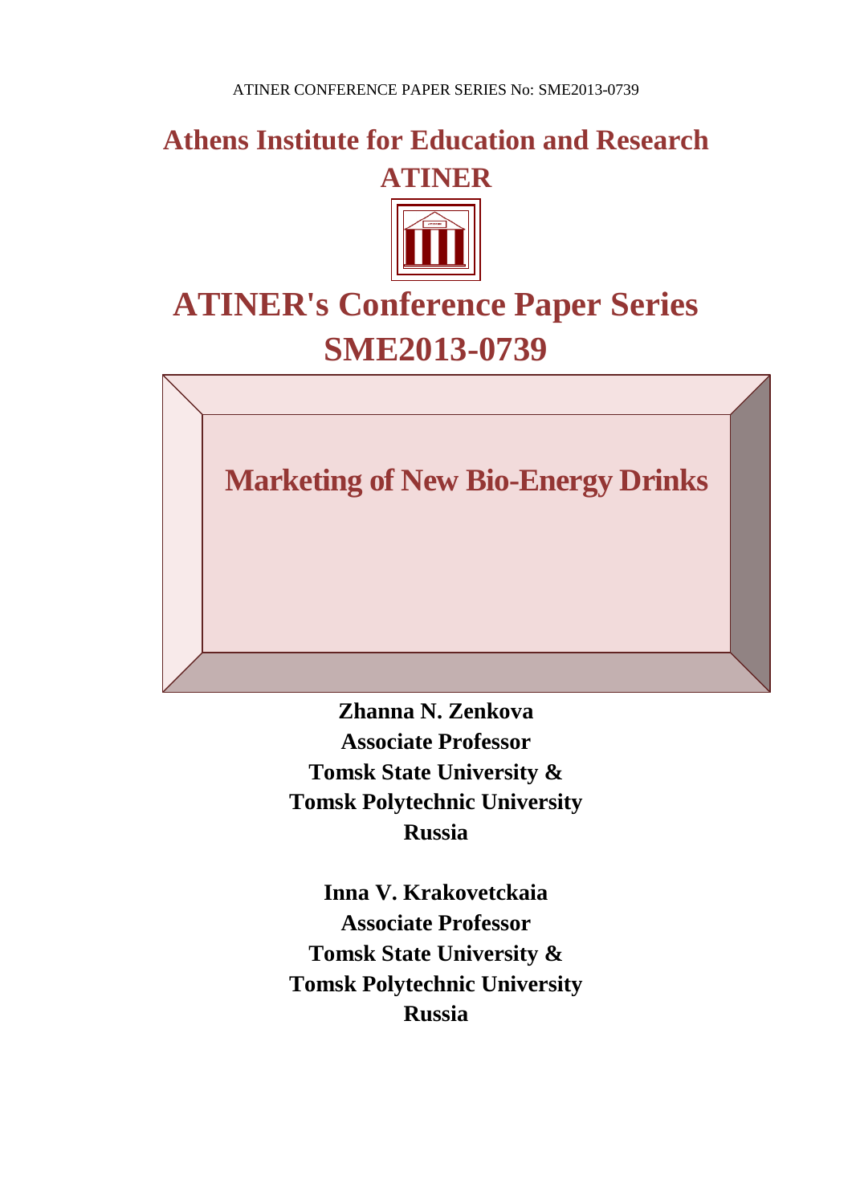ATINER CONFERENCE PAPER SERIES No: SME2013-0739

# Athens Institute for Education and Research ATINER

# ATINER's Conference Paper Series SME2013-0739

# Marketing of New Bio-Energy Drinks

**Zhanna N. Zenkova**
**Associate Professor**
**Tomsk State University &**
**Tomsk Polytechnic University**
**Russia**

**Inna V. Krakovetckaia**
**Associate Professor**
**Tomsk State University &**
**Tomsk Polytechnic University**
**Russia**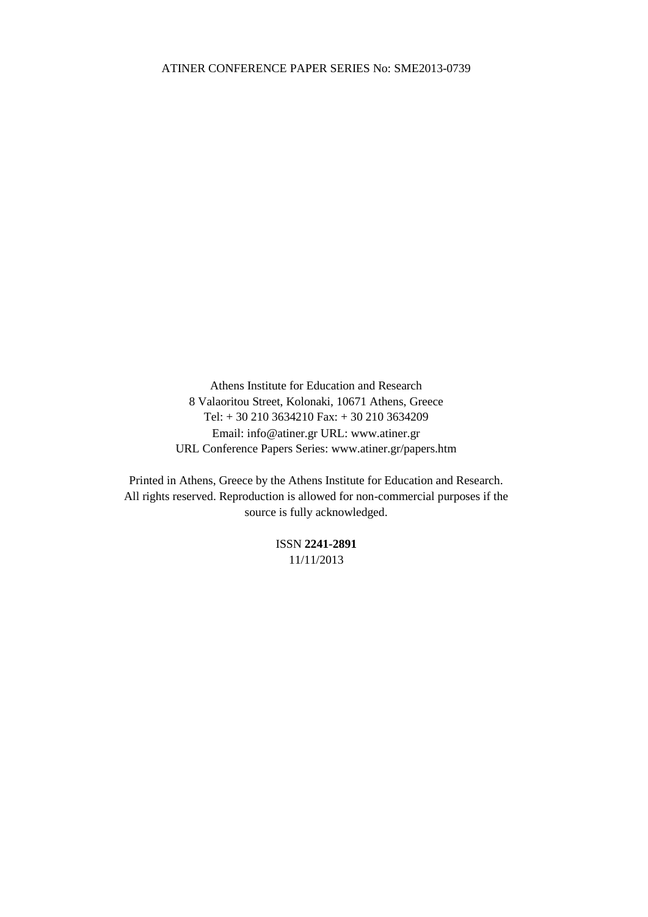Athens Institute for Education and Research
8 Valaoritou Street, Kolonaki, 10671 Athens, Greece
Tel: + 30 210 3634210 Fax: + 30 210 3634209
Email: info@atiner.gr URL: www.atiner.gr
URL Conference Papers Series: www.atiner.gr/papers.htm

Printed in Athens, Greece by the Athens Institute for Education and Research. All rights reserved. Reproduction is allowed for non-commercial purposes if the source is fully acknowledged.

ISSN **2241-2891**
11/11/2013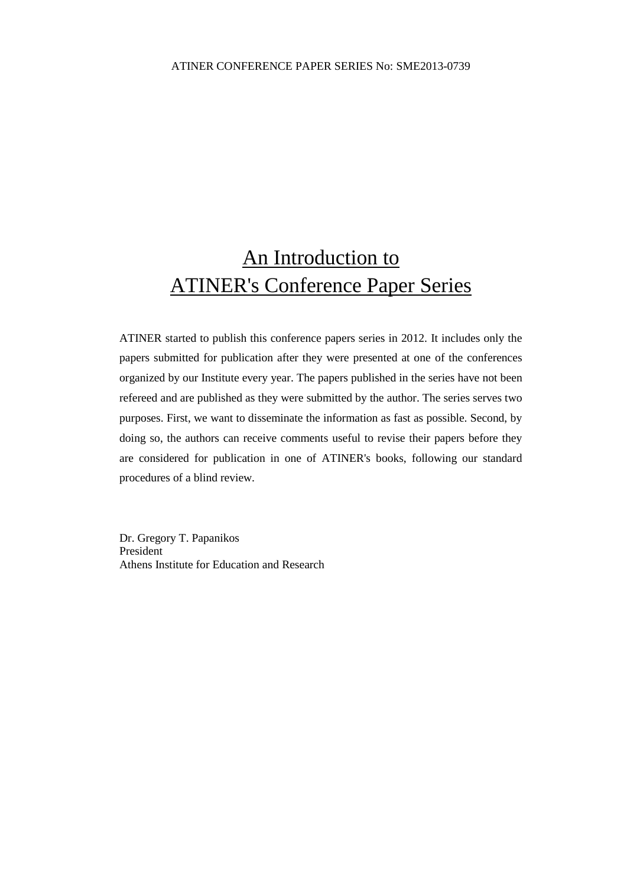# An Introduction to ATINER's Conference Paper Series

ATINER started to publish this conference papers series in 2012. It includes only the papers submitted for publication after they were presented at one of the conferences organized by our Institute every year. The papers published in the series have not been refereed and are published as they were submitted by the author. The series serves two purposes. First, we want to disseminate the information as fast as possible. Second, by doing so, the authors can receive comments useful to revise their papers before they are considered for publication in one of ATINER's books, following our standard procedures of a blind review.

Dr. Gregory T. Papanikos
President
Athens Institute for Education and Research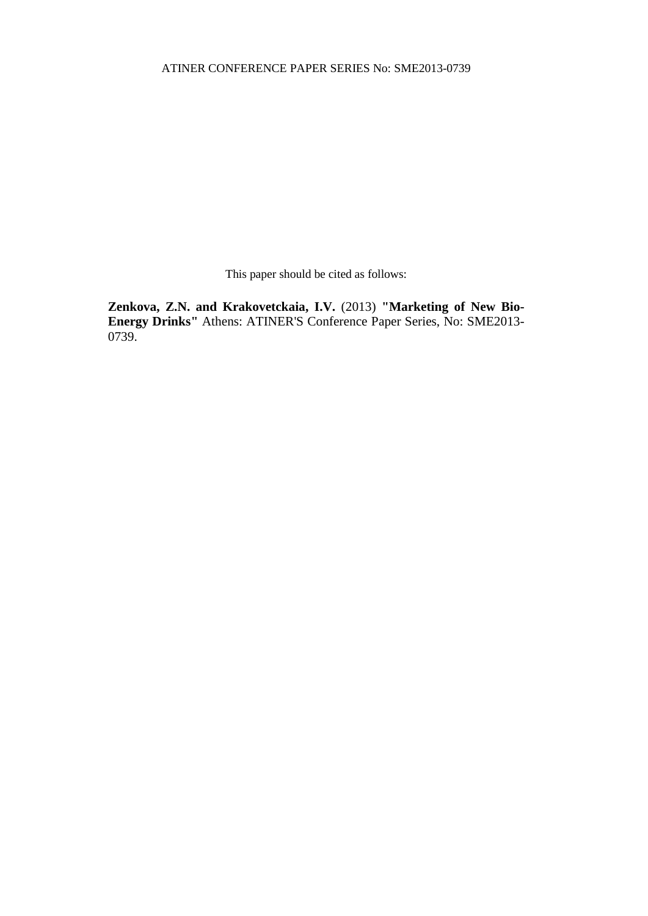This paper should be cited as follows:

**Zenkova, Z.N. and Krakovetckaia, I.V.** (2013) **"Marketing of New Bio-Energy Drinks"** Athens: ATINER'S Conference Paper Series, No: SME2013-0739.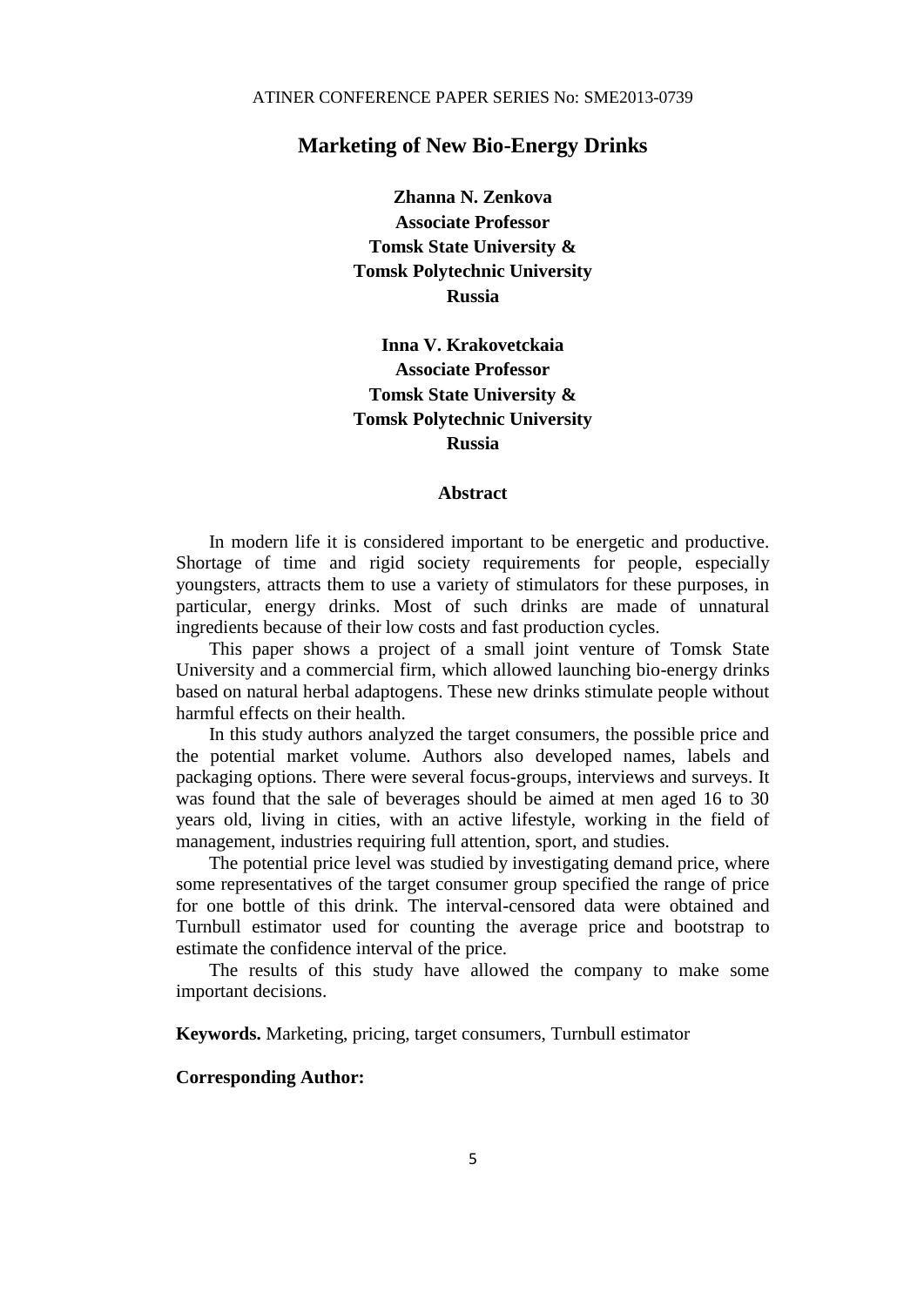# Marketing of New Bio-Energy Drinks

**Zhanna N. Zenkova**
**Associate Professor**
**Tomsk State University &**
**Tomsk Polytechnic University**
**Russia**

**Inna V. Krakovetckaia**
**Associate Professor**
**Tomsk State University &**
**Tomsk Polytechnic University**
**Russia**

## Abstract

In modern life it is considered important to be energetic and productive. Shortage of time and rigid society requirements for people, especially youngsters, attracts them to use a variety of stimulators for these purposes, in particular, energy drinks. Most of such drinks are made of unnatural ingredients because of their low costs and fast production cycles.

This paper shows a project of a small joint venture of Tomsk State University and a commercial firm, which allowed launching bio-energy drinks based on natural herbal adaptogens. These new drinks stimulate people without harmful effects on their health.

In this study authors analyzed the target consumers, the possible price and the potential market volume. Authors also developed names, labels and packaging options. There were several focus-groups, interviews and surveys. It was found that the sale of beverages should be aimed at men aged 16 to 30 years old, living in cities, with an active lifestyle, working in the field of management, industries requiring full attention, sport, and studies.

The potential price level was studied by investigating demand price, where some representatives of the target consumer group specified the range of price for one bottle of this drink. The interval-censored data were obtained and Turnbull estimator used for counting the average price and bootstrap to estimate the confidence interval of the price.

The results of this study have allowed the company to make some important decisions.

**Keywords.** Marketing, pricing, target consumers, Turnbull estimator

**Corresponding Author:**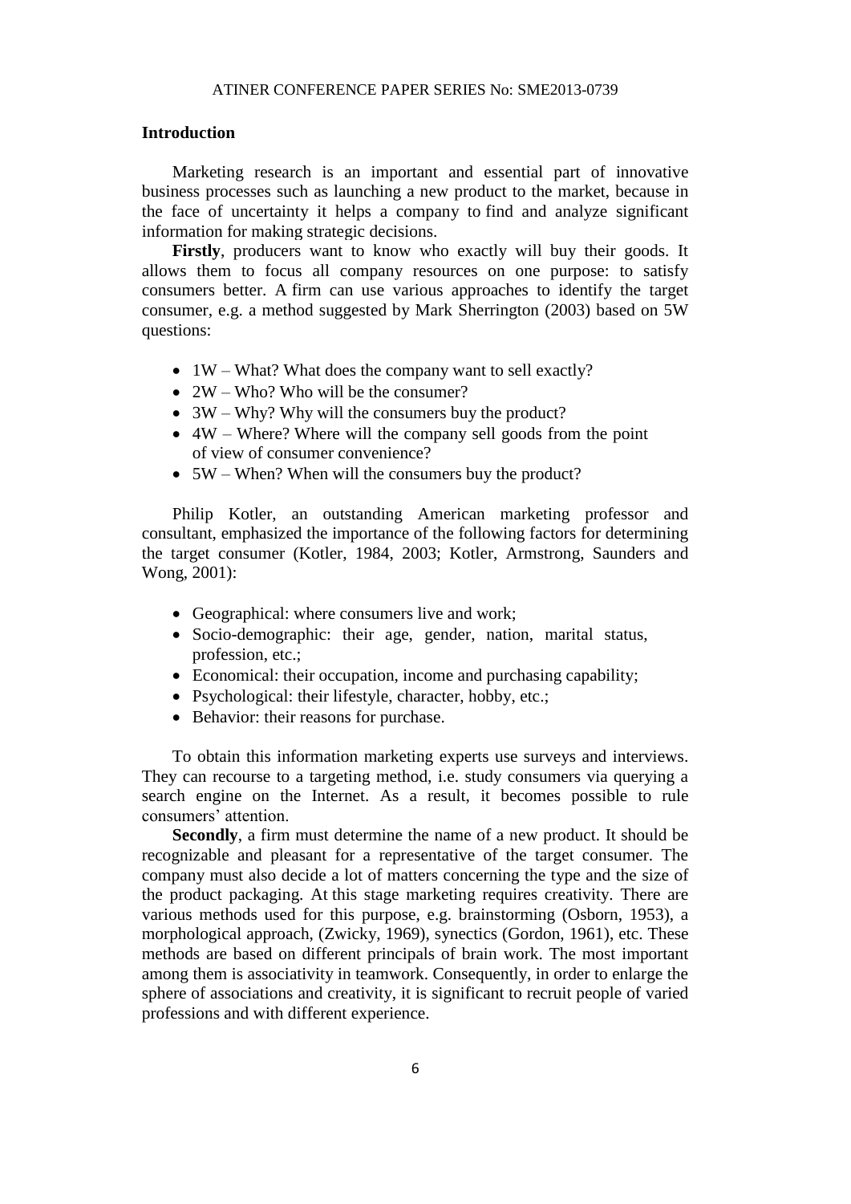## Introduction

Marketing research is an important and essential part of innovative business processes such as launching a new product to the market, because in the face of uncertainty it helps a company to find and analyze significant information for making strategic decisions.

**Firstly**, producers want to know who exactly will buy their goods. It allows them to focus all company resources on one purpose: to satisfy consumers better. A firm can use various approaches to identify the target consumer, e.g. a method suggested by Mark Sherrington (2003) based on 5W questions:

- 1W – What? What does the company want to sell exactly?
- 2W – Who? Who will be the consumer?
- 3W – Why? Why will the consumers buy the product?
- 4W – Where? Where will the company sell goods from the point of view of consumer convenience?
- 5W – When? When will the consumers buy the product?

Philip Kotler, an outstanding American marketing professor and consultant, emphasized the importance of the following factors for determining the target consumer (Kotler, 1984, 2003; Kotler, Armstrong, Saunders and Wong, 2001):

- Geographical: where consumers live and work;
- Socio-demographic: their age, gender, nation, marital status, profession, etc.;
- Economical: their occupation, income and purchasing capability;
- Psychological: their lifestyle, character, hobby, etc.;
- Behavior: their reasons for purchase.

To obtain this information marketing experts use surveys and interviews. They can recourse to a targeting method, i.e. study consumers via querying a search engine on the Internet. As a result, it becomes possible to rule consumers' attention.

**Secondly**, a firm must determine the name of a new product. It should be recognizable and pleasant for a representative of the target consumer. The company must also decide a lot of matters concerning the type and the size of the product packaging. At this stage marketing requires creativity. There are various methods used for this purpose, e.g. brainstorming (Osborn, 1953), a morphological approach, (Zwicky, 1969), synectics (Gordon, 1961), etc. These methods are based on different principals of brain work. The most important among them is associativity in teamwork. Consequently, in order to enlarge the sphere of associations and creativity, it is significant to recruit people of varied professions and with different experience.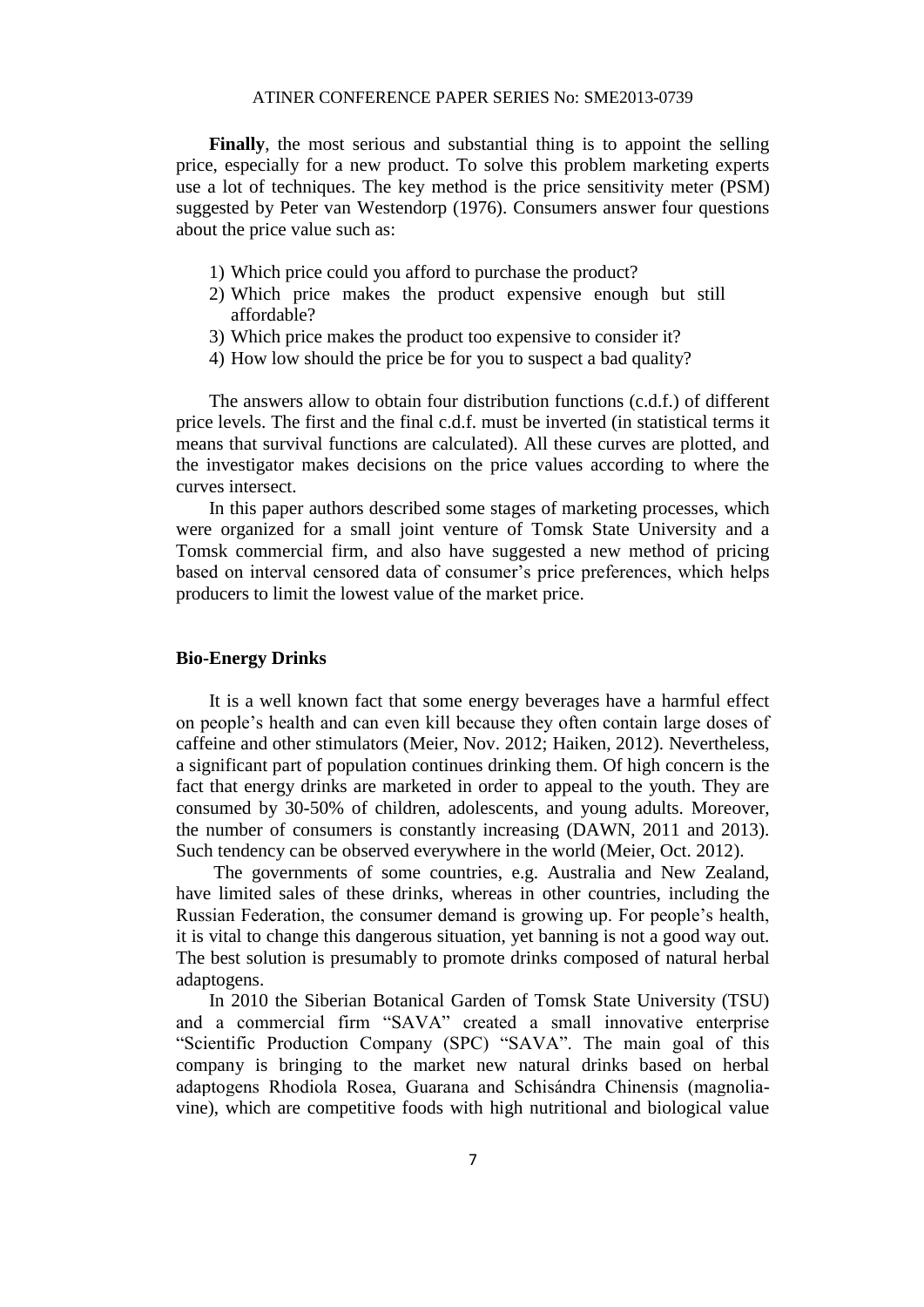**Finally**, the most serious and substantial thing is to appoint the selling price, especially for a new product. To solve this problem marketing experts use a lot of techniques. The key method is the price sensitivity meter (PSM) suggested by Peter van Westendorp (1976). Consumers answer four questions about the price value such as:

1) Which price could you afford to purchase the product?
2) Which price makes the product expensive enough but still affordable?
3) Which price makes the product too expensive to consider it?
4) How low should the price be for you to suspect a bad quality?

The answers allow to obtain four distribution functions (c.d.f.) of different price levels. The first and the final c.d.f. must be inverted (in statistical terms it means that survival functions are calculated). All these curves are plotted, and the investigator makes decisions on the price values according to where the curves intersect.

In this paper authors described some stages of marketing processes, which were organized for a small joint venture of Tomsk State University and a Tomsk commercial firm, and also have suggested a new method of pricing based on interval censored data of consumer's price preferences, which helps producers to limit the lowest value of the market price.

## Bio-Energy Drinks

It is a well known fact that some energy beverages have a harmful effect on people's health and can even kill because they often contain large doses of caffeine and other stimulators (Meier, Nov. 2012; Haiken, 2012). Nevertheless, a significant part of population continues drinking them. Of high concern is the fact that energy drinks are marketed in order to appeal to the youth. They are consumed by 30-50% of children, adolescents, and young adults. Moreover, the number of consumers is constantly increasing (DAWN, 2011 and 2013). Such tendency can be observed everywhere in the world (Meier, Oct. 2012).

The governments of some countries, e.g. Australia and New Zealand, have limited sales of these drinks, whereas in other countries, including the Russian Federation, the consumer demand is growing up. For people's health, it is vital to change this dangerous situation, yet banning is not a good way out. The best solution is presumably to promote drinks composed of natural herbal adaptogens.

In 2010 the Siberian Botanical Garden of Tomsk State University (TSU) and a commercial firm "SAVA" created a small innovative enterprise "Scientific Production Company (SPC) "SAVA". The main goal of this company is bringing to the market new natural drinks based on herbal adaptogens Rhodiola Rosea, Guarana and Schisándra Chinensis (magnolia-vine), which are competitive foods with high nutritional and biological value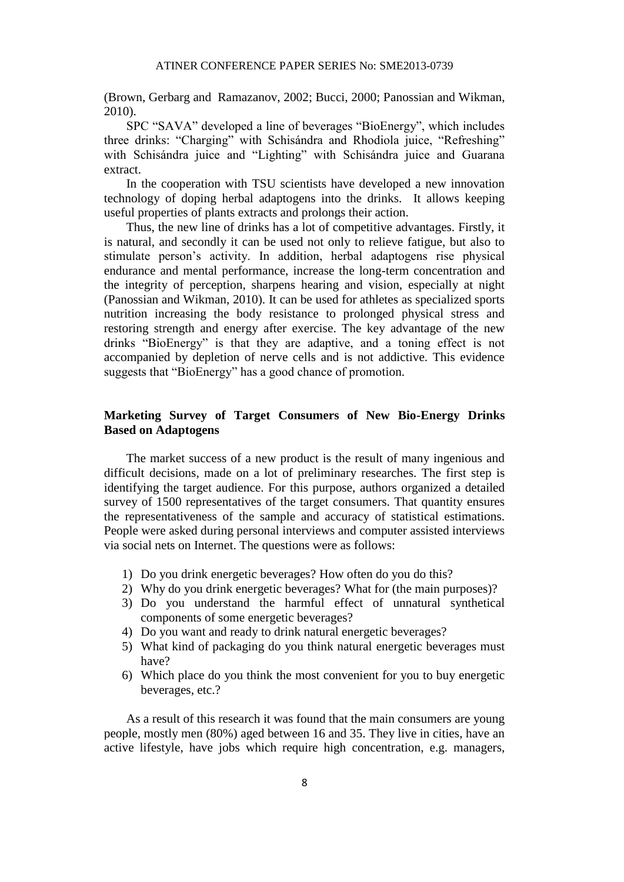(Brown, Gerbarg and Ramazanov, 2002; Bucci, 2000; Panossian and Wikman, 2010).

SPC "SAVA" developed a line of beverages "BioEnergy", which includes three drinks: "Charging" with Schisándra and Rhodiola juice, "Refreshing" with Schisándra juice and "Lighting" with Schisándra juice and Guarana extract.

In the cooperation with TSU scientists have developed a new innovation technology of doping herbal adaptogens into the drinks. It allows keeping useful properties of plants extracts and prolongs their action.

Thus, the new line of drinks has a lot of competitive advantages. Firstly, it is natural, and secondly it can be used not only to relieve fatigue, but also to stimulate person's activity. In addition, herbal adaptogens rise physical endurance and mental performance, increase the long-term concentration and the integrity of perception, sharpens hearing and vision, especially at night (Panossian and Wikman, 2010). It can be used for athletes as specialized sports nutrition increasing the body resistance to prolonged physical stress and restoring strength and energy after exercise. The key advantage of the new drinks "BioEnergy" is that they are adaptive, and a toning effect is not accompanied by depletion of nerve cells and is not addictive. This evidence suggests that "BioEnergy" has a good chance of promotion.

## Marketing Survey of Target Consumers of New Bio-Energy Drinks Based on Adaptogens

The market success of a new product is the result of many ingenious and difficult decisions, made on a lot of preliminary researches. The first step is identifying the target audience. For this purpose, authors organized a detailed survey of 1500 representatives of the target consumers. That quantity ensures the representativeness of the sample and accuracy of statistical estimations. People were asked during personal interviews and computer assisted interviews via social nets on Internet. The questions were as follows:

1) Do you drink energetic beverages? How often do you do this?
2) Why do you drink energetic beverages? What for (the main purposes)?
3) Do you understand the harmful effect of unnatural synthetical components of some energetic beverages?
4) Do you want and ready to drink natural energetic beverages?
5) What kind of packaging do you think natural energetic beverages must have?
6) Which place do you think the most convenient for you to buy energetic beverages, etc.?

As a result of this research it was found that the main consumers are young people, mostly men (80%) aged between 16 and 35. They live in cities, have an active lifestyle, have jobs which require high concentration, e.g. managers,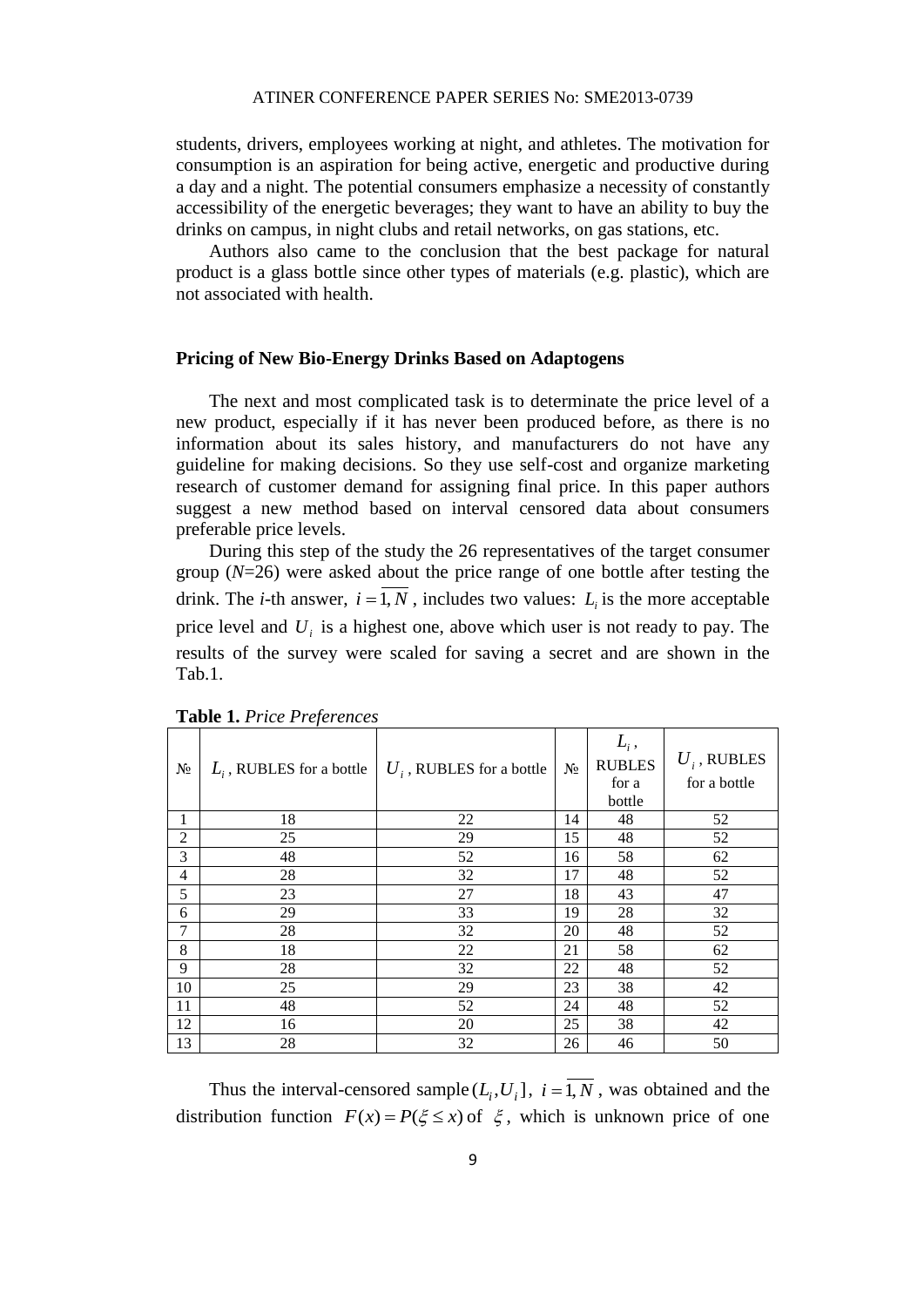students, drivers, employees working at night, and athletes. The motivation for consumption is an aspiration for being active, energetic and productive during a day and a night. The potential consumers emphasize a necessity of constantly accessibility of the energetic beverages; they want to have an ability to buy the drinks on campus, in night clubs and retail networks, on gas stations, etc.

Authors also came to the conclusion that the best package for natural product is a glass bottle since other types of materials (e.g. plastic), which are not associated with health.

### Pricing of New Bio-Energy Drinks Based on Adaptogens

The next and most complicated task is to determinate the price level of a new product, especially if it has never been produced before, as there is no information about its sales history, and manufacturers do not have any guideline for making decisions. So they use self-cost and organize marketing research of customer demand for assigning final price. In this paper authors suggest a new method based on interval censored data about consumers preferable price levels.

During this step of the study the 26 representatives of the target consumer group ($N$=26) were asked about the price range of one bottle after testing the drink. The $i$-th answer, $i=\overline{1,N}$, includes two values: $L_i$ is the more acceptable price level and $U_i$ is a highest one, above which user is not ready to pay. The results of the survey were scaled for saving a secret and are shown in the Tab.1.

**Table 1.** *Price Preferences*

| № | $L_i$, RUBLES for a bottle | $U_i$, RUBLES for a bottle | № | $L_i$, RUBLES for a bottle | $U_i$, RUBLES for a bottle |
|---|---|---|---|---|---|
| 1 | 18 | 22 | 14 | 48 | 52 |
| 2 | 25 | 29 | 15 | 48 | 52 |
| 3 | 48 | 52 | 16 | 58 | 62 |
| 4 | 28 | 32 | 17 | 48 | 52 |
| 5 | 23 | 27 | 18 | 43 | 47 |
| 6 | 29 | 33 | 19 | 28 | 32 |
| 7 | 28 | 32 | 20 | 48 | 52 |
| 8 | 18 | 22 | 21 | 58 | 62 |
| 9 | 28 | 32 | 22 | 48 | 52 |
| 10 | 25 | 29 | 23 | 38 | 42 |
| 11 | 48 | 52 | 24 | 48 | 52 |
| 12 | 16 | 20 | 25 | 38 | 42 |
| 13 | 28 | 32 | 26 | 46 | 50 |

Thus the interval-censored sample $(L_i, U_i]$, $i=\overline{1,N}$, was obtained and the distribution function $F(x)=P(\xi \le x)$ of $\xi$, which is unknown price of one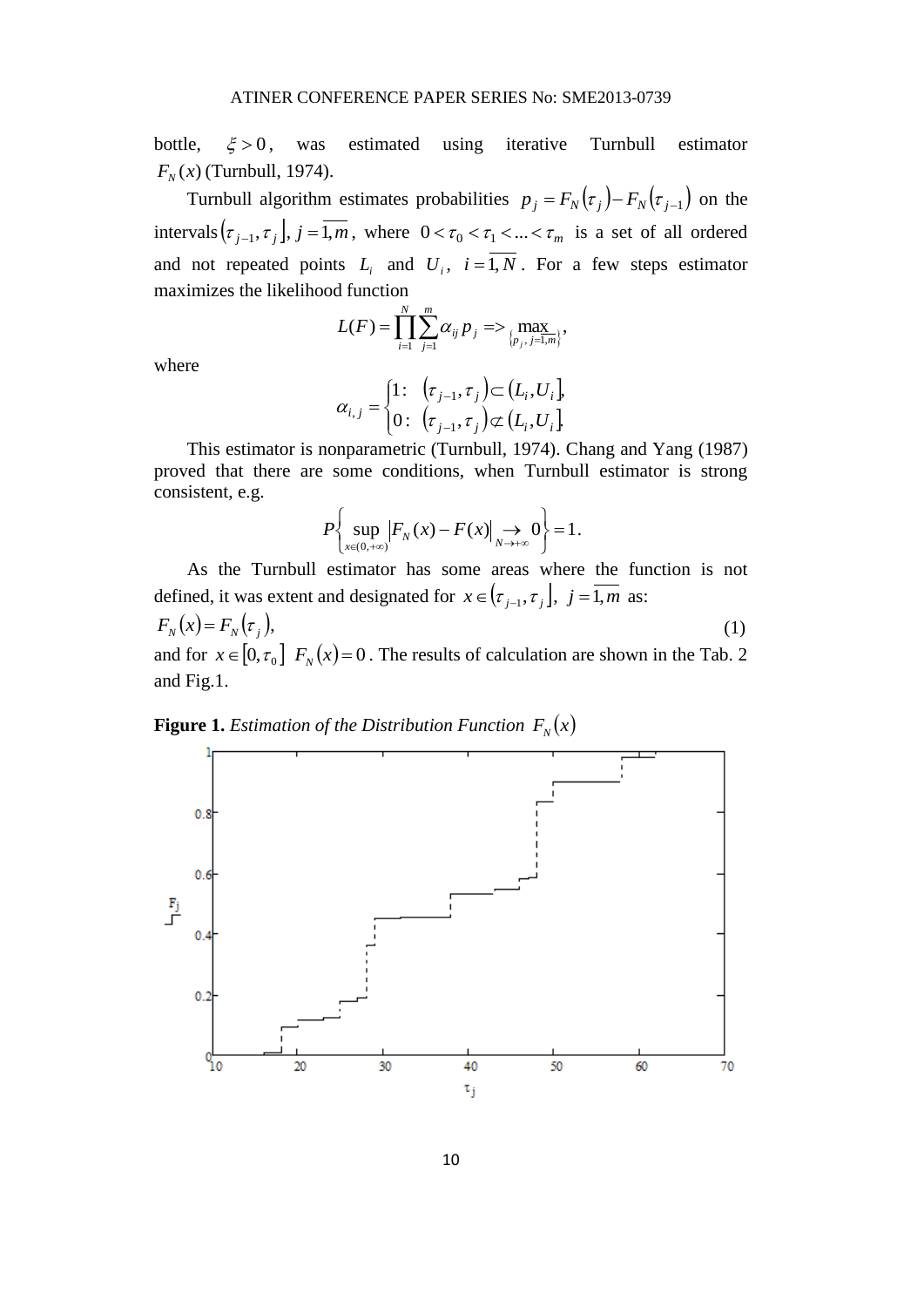bottle, $\xi > 0$, was estimated using iterative Turnbull estimator $F_N(x)$ (Turnbull, 1974).

Turnbull algorithm estimates probabilities $p_j = F_N(\tau_j) - F_N(\tau_{j-1})$ on the intervals $(\tau_{j-1}, \tau_j]$, $j = \overline{1,m}$, where $0 < \tau_0 < \tau_1 < ... < \tau_m$ is a set of all ordered and not repeated points $L_i$ and $U_i$, $i = \overline{1,N}$. For a few steps estimator maximizes the likelihood function

$$L(F) = \prod_{i=1}^{N} \sum_{j=1}^{m} \alpha_{ij} p_j \Rightarrow \max_{\{p_j,\, j=\overline{1,m}\}},$$

where

$$\alpha_{i,j} = \begin{cases} 1: & (\tau_{j-1}, \tau_j) \subset (L_i, U_i], \\ 0: & (\tau_{j-1}, \tau_j) \not\subset (L_i, U_i]. \end{cases}$$

This estimator is nonparametric (Turnbull, 1974). Chang and Yang (1987) proved that there are some conditions, when Turnbull estimator is strong consistent, e.g.

$$P\left\{ \sup_{x \in (0,+\infty)} \left| F_N(x) - F(x) \right| \underset{N \to +\infty}{\to} 0 \right\} = 1.$$

As the Turnbull estimator has some areas where the function is not defined, it was extent and designated for $x \in (\tau_{j-1}, \tau_j]$, $j = \overline{1,m}$ as:

$$F_N(x) = F_N(\tau_j), \tag{1}$$

and for $x \in [0, \tau_0]$ $F_N(x) = 0$. The results of calculation are shown in the Tab. 2 and Fig.1.

**Figure 1.** *Estimation of the Distribution Function* $F_N(x)$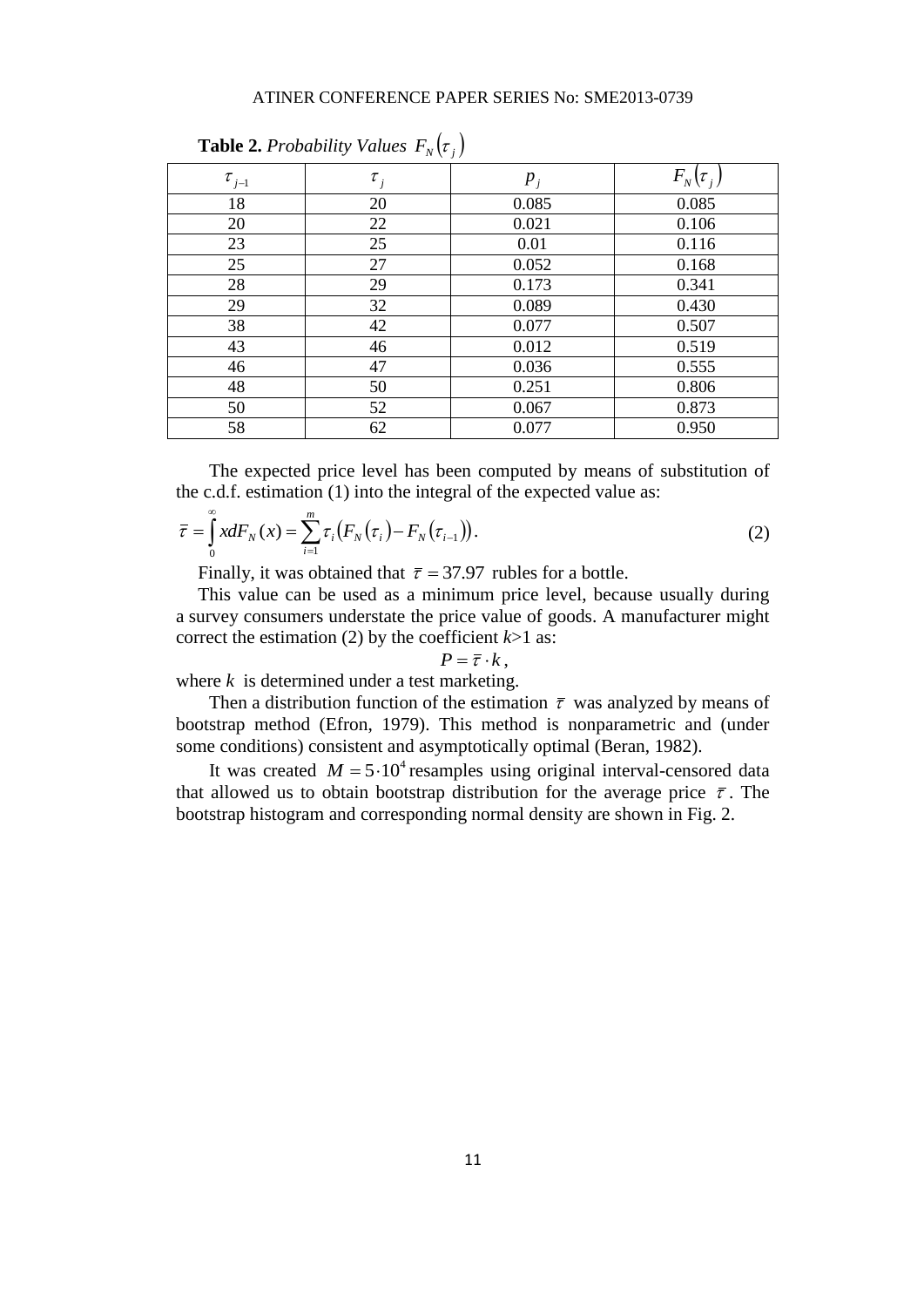**Table 2.** *Probability Values* $F_N(\tau_j)$

| $\tau_{j-1}$ | $\tau_j$ | $p_j$ | $F_N(\tau_j)$ |
|---|---|---|---|
| 18 | 20 | 0.085 | 0.085 |
| 20 | 22 | 0.021 | 0.106 |
| 23 | 25 | 0.01 | 0.116 |
| 25 | 27 | 0.052 | 0.168 |
| 28 | 29 | 0.173 | 0.341 |
| 29 | 32 | 0.089 | 0.430 |
| 38 | 42 | 0.077 | 0.507 |
| 43 | 46 | 0.012 | 0.519 |
| 46 | 47 | 0.036 | 0.555 |
| 48 | 50 | 0.251 | 0.806 |
| 50 | 52 | 0.067 | 0.873 |
| 58 | 62 | 0.077 | 0.950 |

The expected price level has been computed by means of substitution of the c.d.f. estimation (1) into the integral of the expected value as:

$$\bar{\tau} = \int_0^\infty x dF_N(x) = \sum_{i=1}^m \tau_i \left(F_N(\tau_i) - F_N(\tau_{i-1})\right). \tag{2}$$

Finally, it was obtained that $\bar{\tau} = 37.97$ rubles for a bottle.

This value can be used as a minimum price level, because usually during a survey consumers understate the price value of goods. A manufacturer might correct the estimation (2) by the coefficient $k$>1 as:

$$P = \bar{\tau} \cdot k,$$

where $k$ is determined under a test marketing.

Then a distribution function of the estimation $\bar{\tau}$ was analyzed by means of bootstrap method (Efron, 1979). This method is nonparametric and (under some conditions) consistent and asymptotically optimal (Beran, 1982).

It was created $M = 5 \cdot 10^4$ resamples using original interval-censored data that allowed us to obtain bootstrap distribution for the average price $\bar{\tau}$. The bootstrap histogram and corresponding normal density are shown in Fig. 2.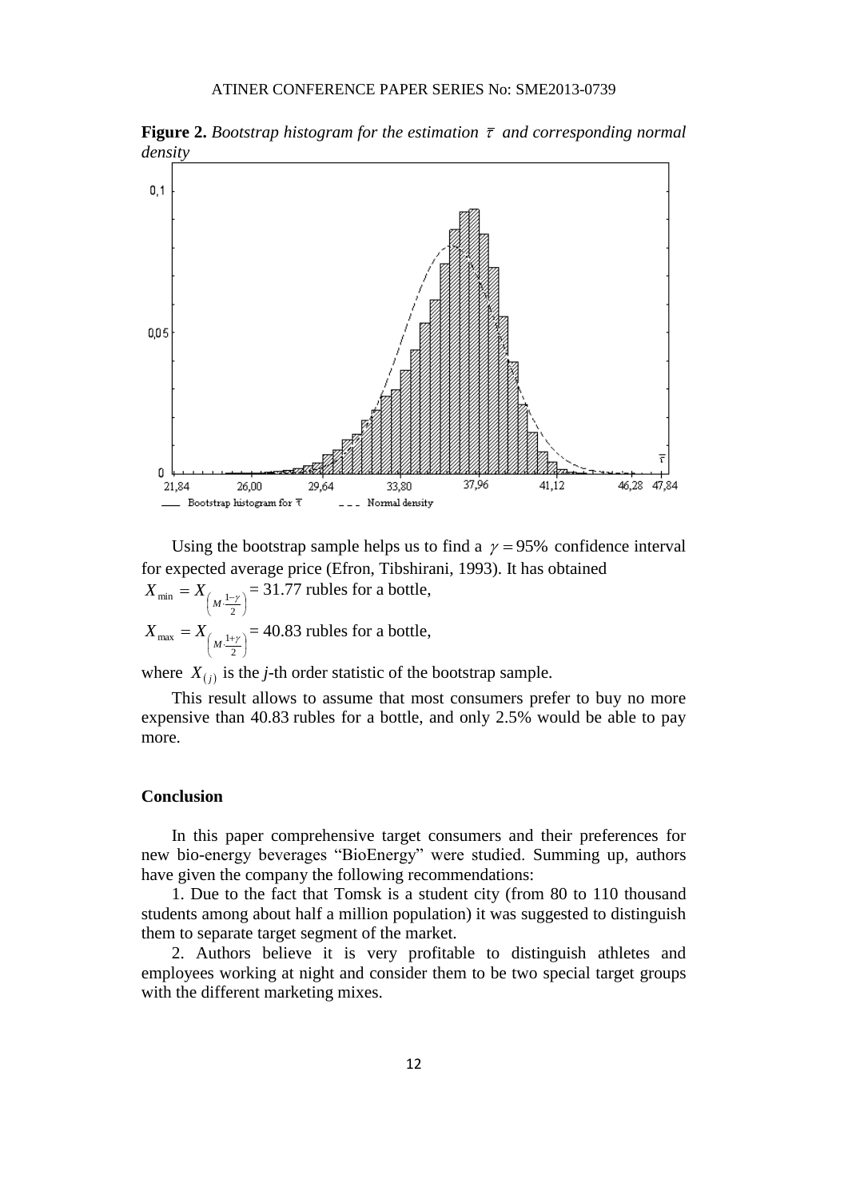**Figure 2.** *Bootstrap histogram for the estimation $\bar{\tau}$ and corresponding normal density*

Using the bootstrap sample helps us to find a $\gamma = 95\%$ confidence interval for expected average price (Efron, Tibshirani, 1993). It has obtained

$X_{\min} = X_{\left(M \cdot \frac{1-\gamma}{2}\right)}$ = 31.77 rubles for a bottle,

$X_{\max} = X_{\left(M \cdot \frac{1+\gamma}{2}\right)}$ = 40.83 rubles for a bottle,

where $X_{(j)}$ is the *j*-th order statistic of the bootstrap sample.

This result allows to assume that most consumers prefer to buy no more expensive than 40.83 rubles for a bottle, and only 2.5% would be able to pay more.

## Conclusion

In this paper comprehensive target consumers and their preferences for new bio-energy beverages "BioEnergy" were studied. Summing up, authors have given the company the following recommendations:

1. Due to the fact that Tomsk is a student city (from 80 to 110 thousand students among about half a million population) it was suggested to distinguish them to separate target segment of the market.

2. Authors believe it is very profitable to distinguish athletes and employees working at night and consider them to be two special target groups with the different marketing mixes.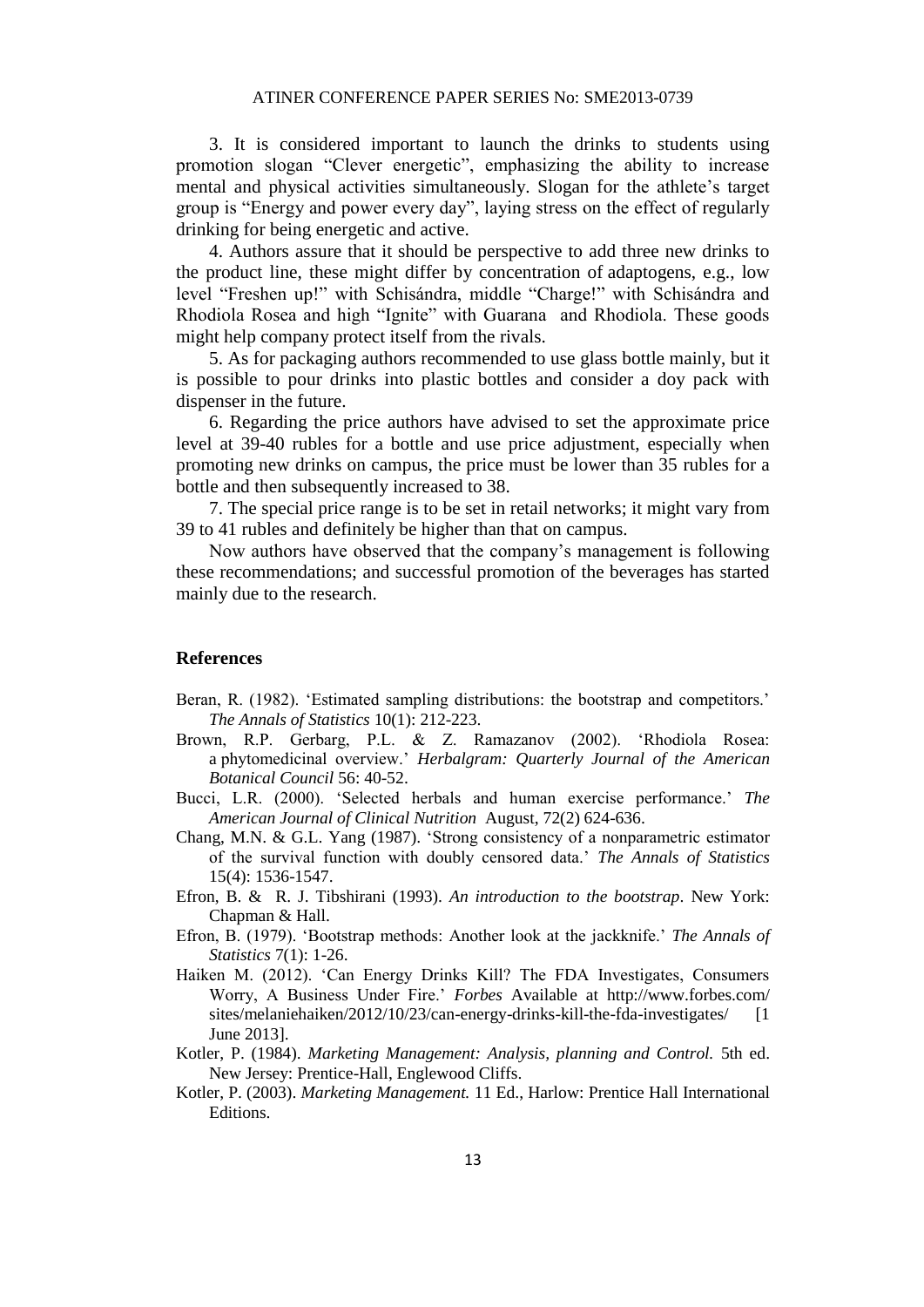3. It is considered important to launch the drinks to students using promotion slogan "Clever energetic", emphasizing the ability to increase mental and physical activities simultaneously. Slogan for the athlete's target group is "Energy and power every day", laying stress on the effect of regularly drinking for being energetic and active.

4. Authors assure that it should be perspective to add three new drinks to the product line, these might differ by concentration of adaptogens, e.g., low level "Freshen up!" with Schisándra, middle "Charge!" with Schisándra and Rhodiola Rosea and high "Ignite" with Guarana and Rhodiola. These goods might help company protect itself from the rivals.

5. As for packaging authors recommended to use glass bottle mainly, but it is possible to pour drinks into plastic bottles and consider a doy pack with dispenser in the future.

6. Regarding the price authors have advised to set the approximate price level at 39-40 rubles for a bottle and use price adjustment, especially when promoting new drinks on campus, the price must be lower than 35 rubles for a bottle and then subsequently increased to 38.

7. The special price range is to be set in retail networks; it might vary from 39 to 41 rubles and definitely be higher than that on campus.

Now authors have observed that the company's management is following these recommendations; and successful promotion of the beverages has started mainly due to the research.

## References

Beran, R. (1982). 'Estimated sampling distributions: the bootstrap and competitors.' *The Annals of Statistics* 10(1): 212-223.

Brown, R.P. Gerbarg, P.L. & Z. Ramazanov (2002). 'Rhodiola Rosea: a phytomedicinal overview.' *Herbalgram: Quarterly Journal of the American Botanical Council* 56: 40-52.

Bucci, L.R. (2000). 'Selected herbals and human exercise performance.' *The American Journal of Clinical Nutrition* August, 72(2) 624-636.

Chang, M.N. & G.L. Yang (1987). 'Strong consistency of a nonparametric estimator of the survival function with doubly censored data.' *The Annals of Statistics* 15(4): 1536-1547.

Efron, B. & R. J. Tibshirani (1993). *An introduction to the bootstrap*. New York: Chapman & Hall.

Efron, B. (1979). 'Bootstrap methods: Another look at the jackknife.' *The Annals of Statistics* 7(1): 1-26.

Haiken M. (2012). 'Can Energy Drinks Kill? The FDA Investigates, Consumers Worry, A Business Under Fire.' *Forbes* Available at http://www.forbes.com/sites/melaniehaiken/2012/10/23/can-energy-drinks-kill-the-fda-investigates/ [1 June 2013].

Kotler, P. (1984). *Marketing Management: Analysis, planning and Control.* 5th ed. New Jersey: Prentice-Hall, Englewood Cliffs.

Kotler, P. (2003). *Marketing Management.* 11 Ed., Harlow: Prentice Hall International Editions.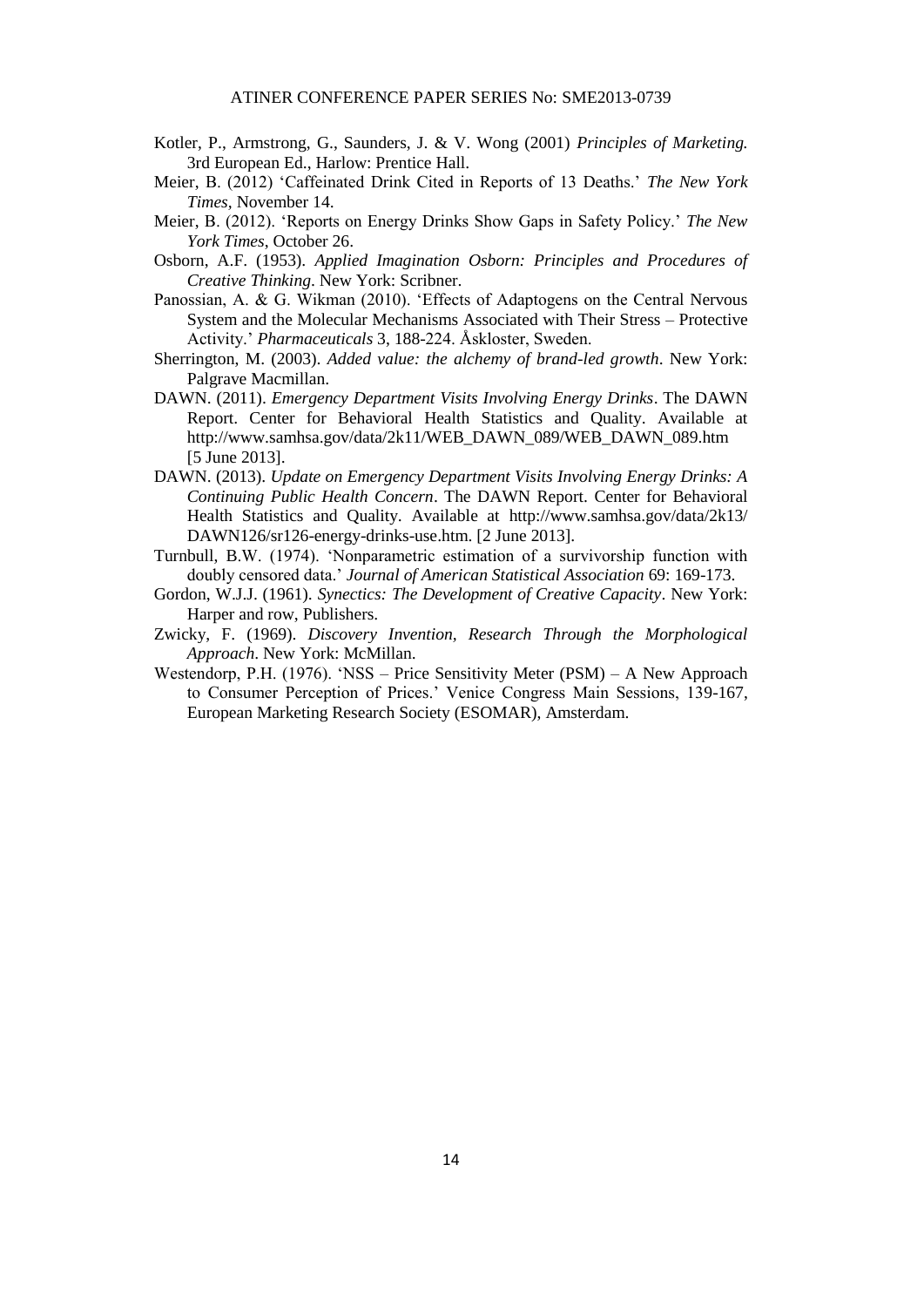Kotler, P., Armstrong, G., Saunders, J. & V. Wong (2001) *Principles of Marketing.* 3rd European Ed., Harlow: Prentice Hall.

Meier, B. (2012) 'Caffeinated Drink Cited in Reports of 13 Deaths.' *The New York Times*, November 14.

Meier, B. (2012). 'Reports on Energy Drinks Show Gaps in Safety Policy.' *The New York Times*, October 26.

Osborn, A.F. (1953). *Applied Imagination Osborn: Principles and Procedures of Creative Thinking*. New York: Scribner.

Panossian, A. & G. Wikman (2010). 'Effects of Adaptogens on the Central Nervous System and the Molecular Mechanisms Associated with Their Stress – Protective Activity.' *Pharmaceuticals* 3, 188-224. Åskloster, Sweden.

Sherrington, M. (2003). *Added value: the alchemy of brand-led growth*. New York: Palgrave Macmillan.

DAWN. (2011). *Emergency Department Visits Involving Energy Drinks*. The DAWN Report. Center for Behavioral Health Statistics and Quality. Available at http://www.samhsa.gov/data/2k11/WEB_DAWN_089/WEB_DAWN_089.htm [5 June 2013].

DAWN. (2013). *Update on Emergency Department Visits Involving Energy Drinks: A Continuing Public Health Concern*. The DAWN Report. Center for Behavioral Health Statistics and Quality. Available at http://www.samhsa.gov/data/2k13/DAWN126/sr126-energy-drinks-use.htm. [2 June 2013].

Turnbull, B.W. (1974). 'Nonparametric estimation of a survivorship function with doubly censored data.' *Journal of American Statistical Association* 69: 169-173.

Gordon, W.J.J. (1961). *Synectics: The Development of Creative Capacity*. New York: Harper and row, Publishers.

Zwicky, F. (1969). *Discovery Invention, Research Through the Morphological Approach*. New York: McMillan.

Westendorp, P.H. (1976). 'NSS – Price Sensitivity Meter (PSM) – A New Approach to Consumer Perception of Prices.' Venice Congress Main Sessions, 139-167, European Marketing Research Society (ESOMAR), Amsterdam.